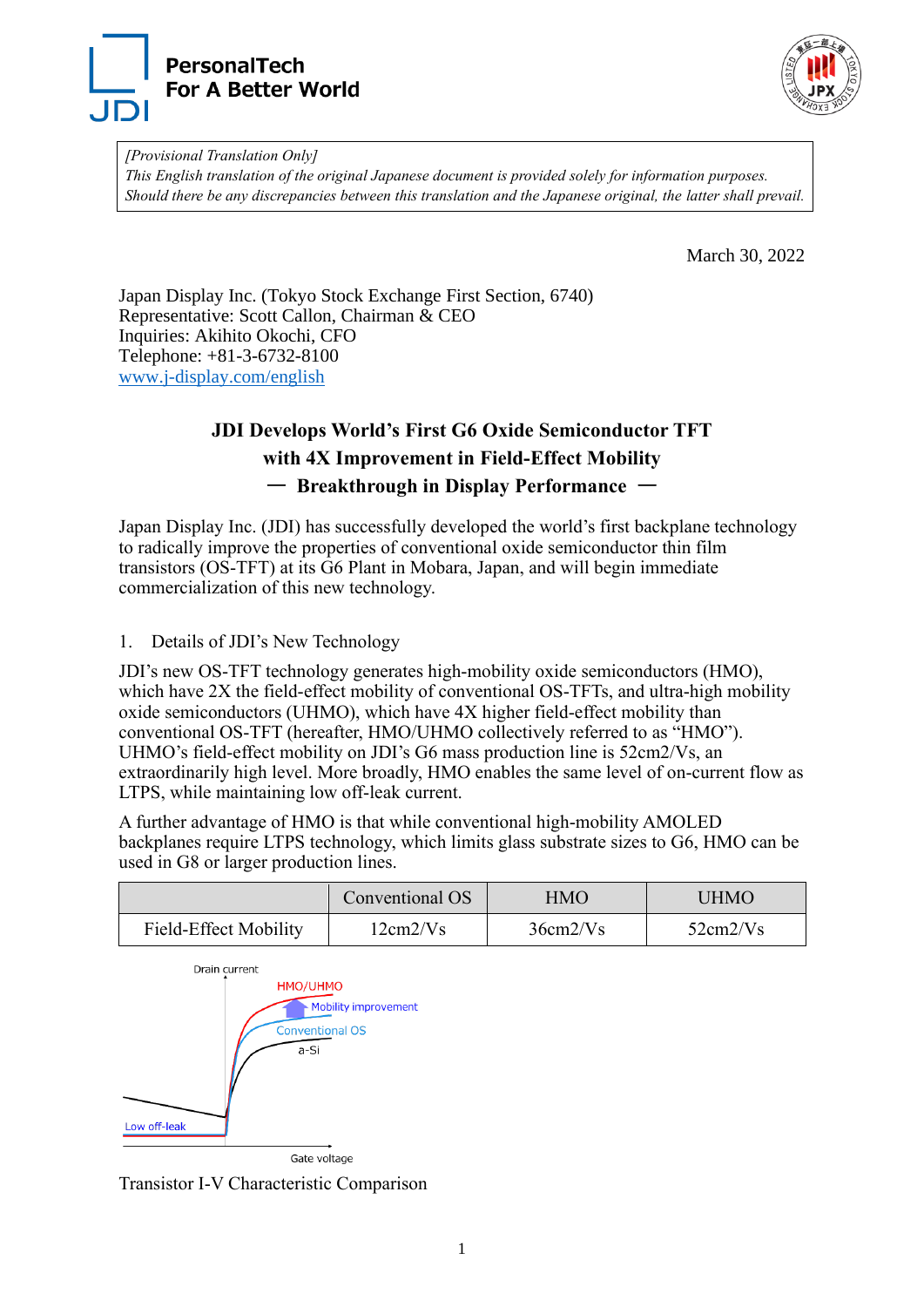PersonalTech
For A Better World

*[Provisional Translation Only]*
*This English translation of the original Japanese document is provided solely for information purposes. Should there be any discrepancies between this translation and the Japanese original, the latter shall prevail.*

March 30, 2022

Japan Display Inc. (Tokyo Stock Exchange First Section, 6740)
Representative: Scott Callon, Chairman & CEO
Inquiries: Akihito Okochi, CFO
Telephone: +81-3-6732-8100
www.j-display.com/english

# JDI Develops World's First G6 Oxide Semiconductor TFT with 4X Improvement in Field-Effect Mobility

## ― Breakthrough in Display Performance ―

Japan Display Inc. (JDI) has successfully developed the world's first backplane technology to radically improve the properties of conventional oxide semiconductor thin film transistors (OS-TFT) at its G6 Plant in Mobara, Japan, and will begin immediate commercialization of this new technology.

1. Details of JDI's New Technology

JDI's new OS-TFT technology generates high-mobility oxide semiconductors (HMO), which have 2X the field-effect mobility of conventional OS-TFTs, and ultra-high mobility oxide semiconductors (UHMO), which have 4X higher field-effect mobility than conventional OS-TFT (hereafter, HMO/UHMO collectively referred to as "HMO"). UHMO's field-effect mobility on JDI's G6 mass production line is 52cm2/Vs, an extraordinarily high level. More broadly, HMO enables the same level of on-current flow as LTPS, while maintaining low off-leak current.

A further advantage of HMO is that while conventional high-mobility AMOLED backplanes require LTPS technology, which limits glass substrate sizes to G6, HMO can be used in G8 or larger production lines.

| | Conventional OS | HMO | UHMO |
|---|---|---|---|
| Field-Effect Mobility | 12cm2/Vs | 36cm2/Vs | 52cm2/Vs |

Transistor I-V Characteristic Comparison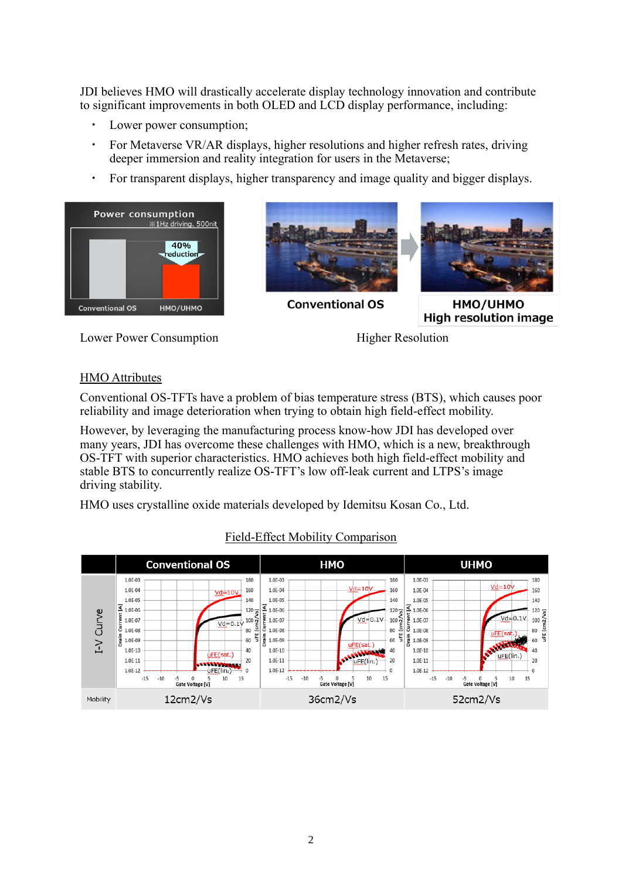JDI believes HMO will drastically accelerate display technology innovation and contribute to significant improvements in both OLED and LCD display performance, including:

- Lower power consumption;
- For Metaverse VR/AR displays, higher resolutions and higher refresh rates, driving deeper immersion and reality integration for users in the Metaverse;
- For transparent displays, higher transparency and image quality and bigger displays.

Lower Power Consumption

Higher Resolution

<u>HMO Attributes</u>

Conventional OS-TFTs have a problem of bias temperature stress (BTS), which causes poor reliability and image deterioration when trying to obtain high field-effect mobility.

However, by leveraging the manufacturing process know-how JDI has developed over many years, JDI has overcome these challenges with HMO, which is a new, breakthrough OS-TFT with superior characteristics. HMO achieves both high field-effect mobility and stable BTS to concurrently realize OS-TFT's low off-leak current and LTPS's image driving stability.

HMO uses crystalline oxide materials developed by Idemitsu Kosan Co., Ltd.

<u>Field-Effect Mobility Comparison</u>

| | Conventional OS | HMO | UHMO |
|---|---|---|---|
| I-V Curve | | | |
| Mobility | 12cm2/Vs | 36cm2/Vs | 52cm2/Vs |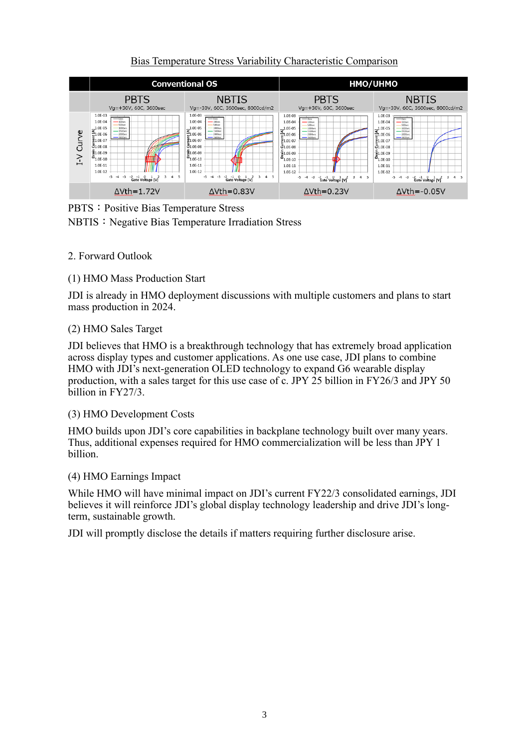Bias Temperature Stress Variability Characteristic Comparison

| | Conventional OS | | HMO/UHMO | |
|---|---|---|---|---|
| | PBTS Vg=+30V, 60C, 3600sec | NBTIS Vg=-30V, 60C, 3600sec, 8000cd/m2 | PBTS Vg=+30V, 60C, 3600sec | NBTIS Vg=-30V, 60C, 3600sec, 8000cd/m2 |
| I-V Curve | | | | |
| | ΔVth=1.72V | ΔVth=0.83V | ΔVth=0.23V | ΔVth=-0.05V |

PBTS：Positive Bias Temperature Stress
NBTIS：Negative Bias Temperature Irradiation Stress

2. Forward Outlook

(1) HMO Mass Production Start

JDI is already in HMO deployment discussions with multiple customers and plans to start mass production in 2024.

(2) HMO Sales Target

JDI believes that HMO is a breakthrough technology that has extremely broad application across display types and customer applications. As one use case, JDI plans to combine HMO with JDI's next-generation OLED technology to expand G6 wearable display production, with a sales target for this use case of c. JPY 25 billion in FY26/3 and JPY 50 billion in FY27/3.

(3) HMO Development Costs

HMO builds upon JDI's core capabilities in backplane technology built over many years. Thus, additional expenses required for HMO commercialization will be less than JPY 1 billion.

(4) HMO Earnings Impact

While HMO will have minimal impact on JDI's current FY22/3 consolidated earnings, JDI believes it will reinforce JDI's global display technology leadership and drive JDI's long-term, sustainable growth.

JDI will promptly disclose the details if matters requiring further disclosure arise.